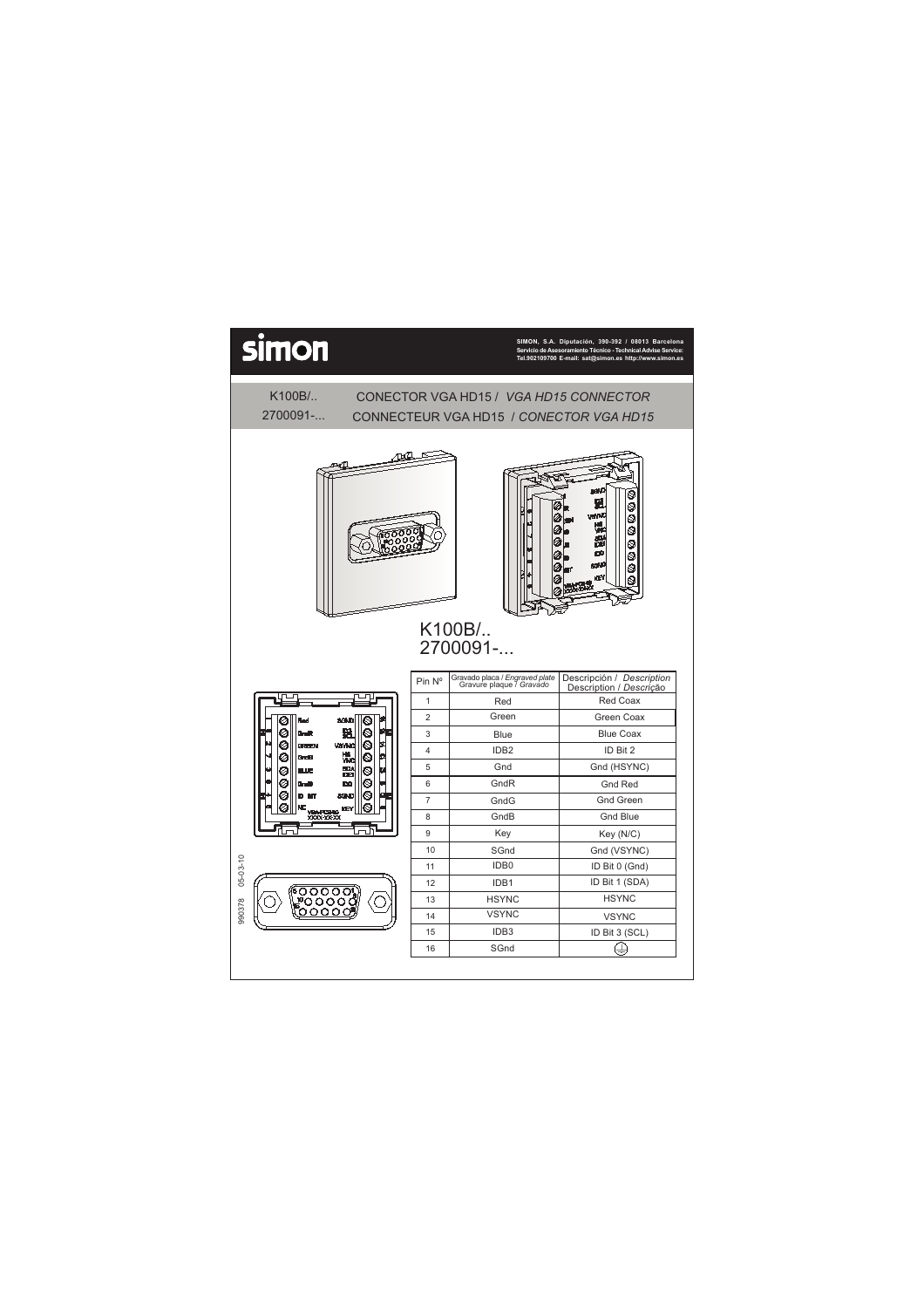**simon**

**SIMON, S.A. Diputación, 390-392 / 08013 Barcelona**
**Servicio de Asesoramiento Técnico - Technical Advise Service:**
**Tel.902109700 E-mail: sat@simon.es http://www.simon.es**

K100B/..
2700091-...

# CONECTOR VGA HD15 / *VGA HD15 CONNECTOR*
# CONNECTEUR VGA HD15 / *CONECTOR VGA HD15*

K100B/..
2700091-...

| Pin Nº | Gravado placa / *Engraved plate* Gravure plaque / *Gravado* | Descripción / *Description* Description / *Descrição* |
|---|---|---|
| 1 | Red | Red Coax |
| 2 | Green | Green Coax |
| 3 | Blue | Blue Coax |
| 4 | IDB2 | ID Bit 2 |
| 5 | Gnd | Gnd (HSYNC) |
| 6 | GndR | Gnd Red |
| 7 | GndG | Gnd Green |
| 8 | GndB | Gnd Blue |
| 9 | Key | Key (N/C) |
| 10 | SGnd | Gnd (VSYNC) |
| 11 | IDB0 | ID Bit 0 (Gnd) |
| 12 | IDB1 | ID Bit 1 (SDA) |
| 13 | HSYNC | HSYNC |
| 14 | VSYNC | VSYNC |
| 15 | IDB3 | ID Bit 3 (SCL) |
| 16 | SGnd | ⏚ |

990378 05-03-10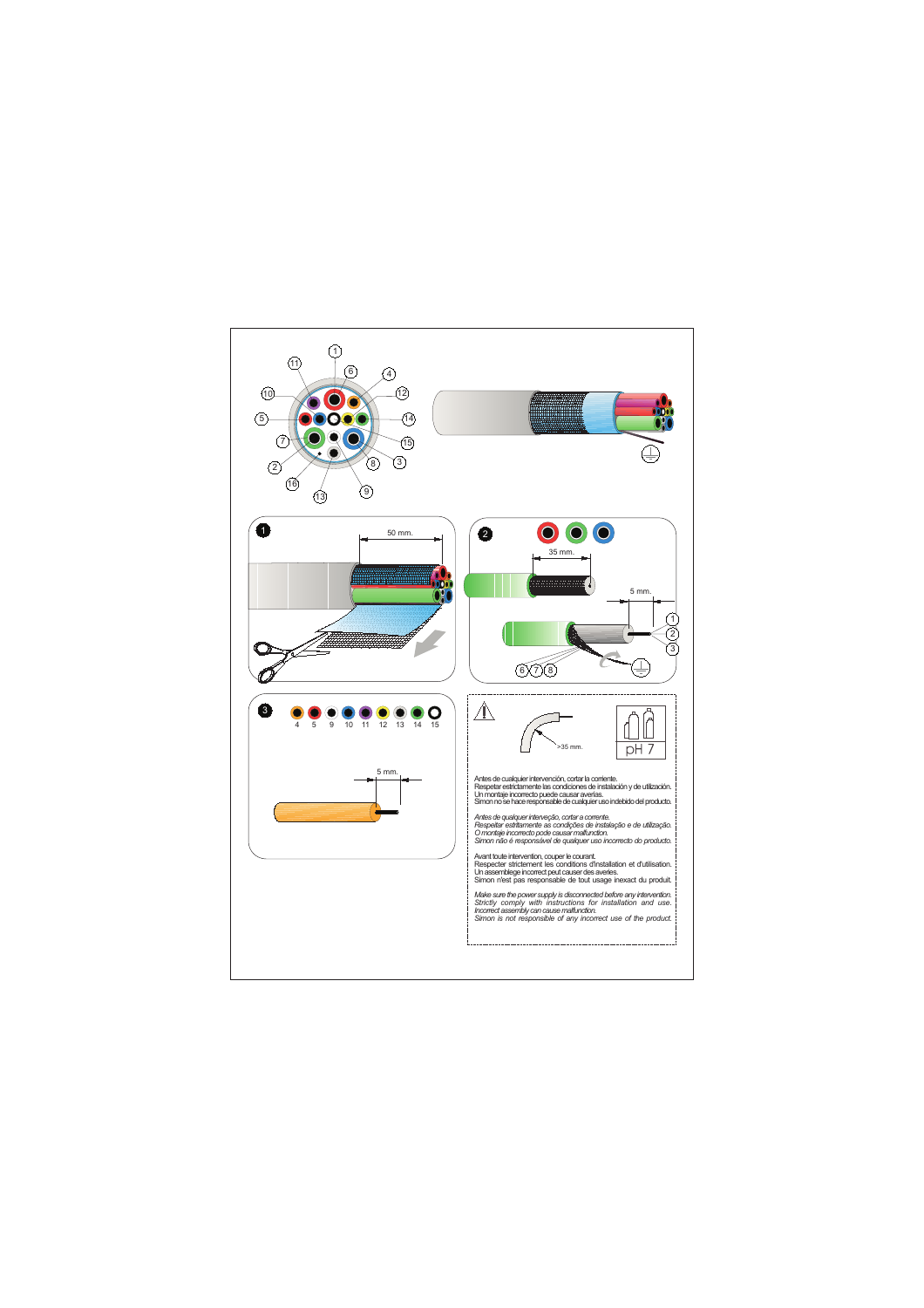1

11

6

4

10

12

5

14

7

15

8

3

2

16

9

13

1

50 mm.

2

35 mm.

5 mm.

1

2

3

6 7 8

3

4 5 9 10 11 12 13 14 15

5 mm.

>35 mm.

pH 7

Antes de cualquier intervención, cortar la corriente.
Respetar estrictamente las condiciones de instalación y de utilización.
Un montaje incorrecto puede causar averías.
Simon no se hace responsable de cualquier uso indebido del producto.

*Antes de qualquer intervenção, cortar a corrente.*
*Respeitar estritamente as condições de instalação e de utilização.*
*O montaje incorrecto pode causar malfunction.*
*Simon não é responsável de qualquer uso incorrecto do producto.*

Avant toute intervention, couper le courant.
Respecter strictement les conditions d'installation et d'utilisation.
Un assemblege incorrect peut causer des averies.
Simon n'est pas responsable de tout usage inexact du produit.

*Make sure the power supply is disconnected before any intervention.*
*Strictly comply with instructions for installation and use.*
*Incorrect assembly can cause malfunction.*
*Simon is not responsible of any incorrect use of the product.*